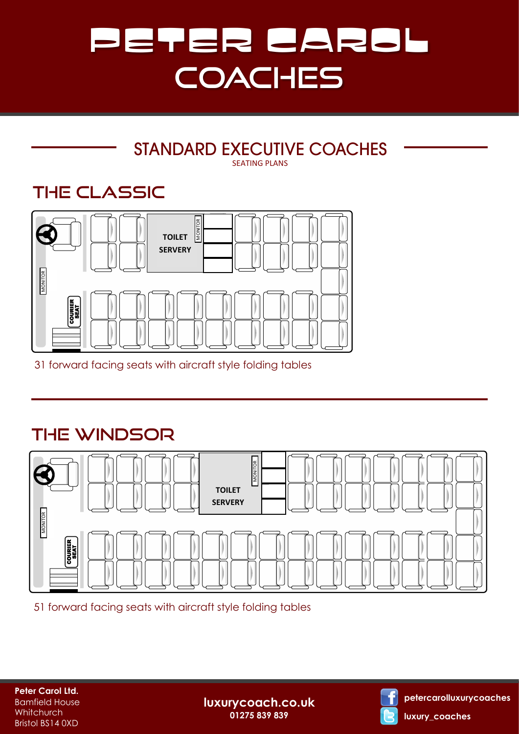# PETER CAROL COACHES

## STANDARD EXECUTIVE COACHES

SEATING PLANS

### THE CLASSIC

TOILET
SERVERY
MONITOR
MONITOR
COURIER SEAT

31 forward facing seats with aircraft style folding tables

### THE WINDSOR

TOILET
SERVERY
MONITOR
MONITOR
COURIER SEAT

51 forward facing seats with aircraft style folding tables

**Peter Carol Ltd.**
Bamfield House
Whitchurch
Bristol BS14 0XD

**luxurycoach.co.uk**
**01275 839 839**

**petercarolluxurycoaches**
**luxury_coaches**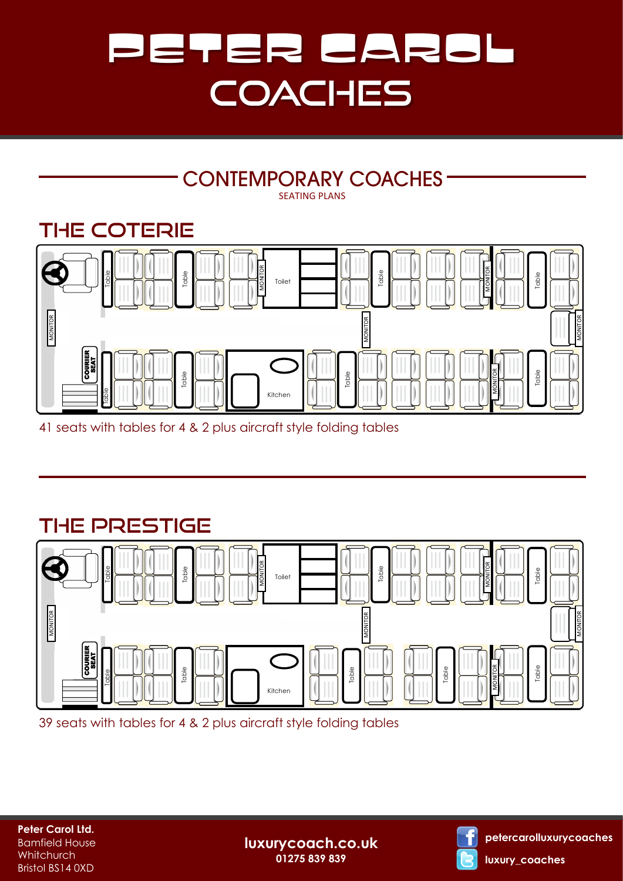# PETER CAROL COACHES

## CONTEMPORARY COACHES

SEATING PLANS

## THE COTERIE

Table
Table
MONITOR
Toilet
Table
MONITOR
Table
MONITOR
MONITOR
MONITOR
COURIER SEAT
Table
Table
Kitchen
Table
MONITOR
Table

41 seats with tables for 4 & 2 plus aircraft style folding tables

## THE PRESTIGE

Table
Table
MONITOR
Toilet
Table
MONITOR
Table
MONITOR
MONITOR
MONITOR
COURIER SEAT
Table
Table
Kitchen
Table
Table
MONITOR
Table

39 seats with tables for 4 & 2 plus aircraft style folding tables

**Peter Carol Ltd.**
Bamfield House
Whitchurch
Bristol BS14 0XD

**luxurycoach.co.uk**
**01275 839 839**

**petercarolluxurycoaches**
**luxury_coaches**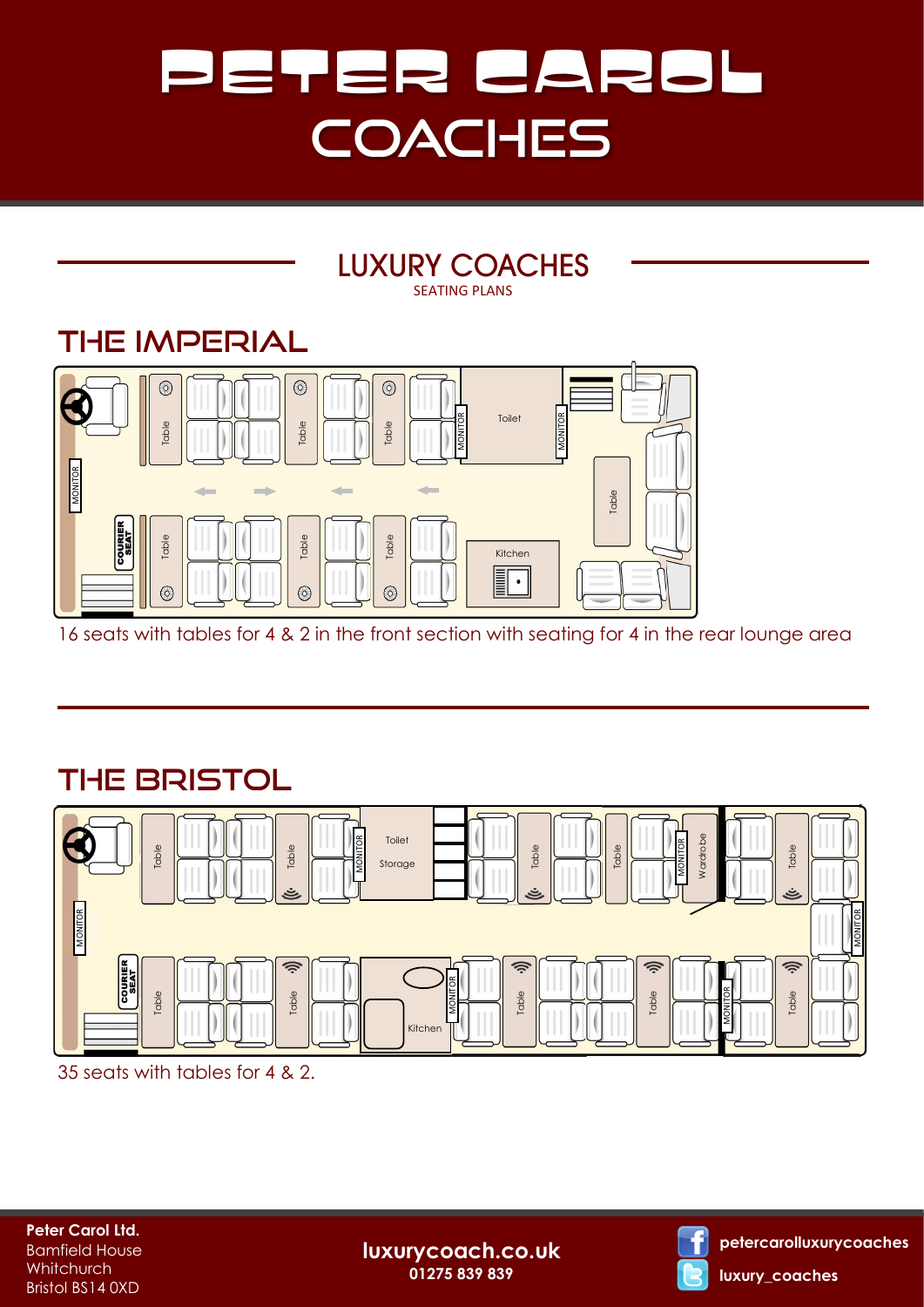# PETER CAROL COACHES

## LUXURY COACHES
SEATING PLANS

## THE IMPERIAL

MONITOR
COURIER SEAT
Table
Table
Table
Table
Table
Table
MONITOR
Toilet
MONITOR
Kitchen
Table

16 seats with tables for 4 & 2 in the front section with seating for 4 in the rear lounge area

## THE BRISTOL

MONITOR
COURIER SEAT
Table
Table
Table
Table
MONITOR
Toilet
Storage
Kitchen
MONITOR
Table
Table
Table
Table
MONITOR
Wardrobe
MONITOR
Table
Table
MONITOR

35 seats with tables for 4 & 2.

**Peter Carol Ltd.**
Bamfield House
Whitchurch
Bristol BS14 0XD

**luxurycoach.co.uk**
**01275 839 839**

**petercarolluxurycoaches**
**luxury_coaches**